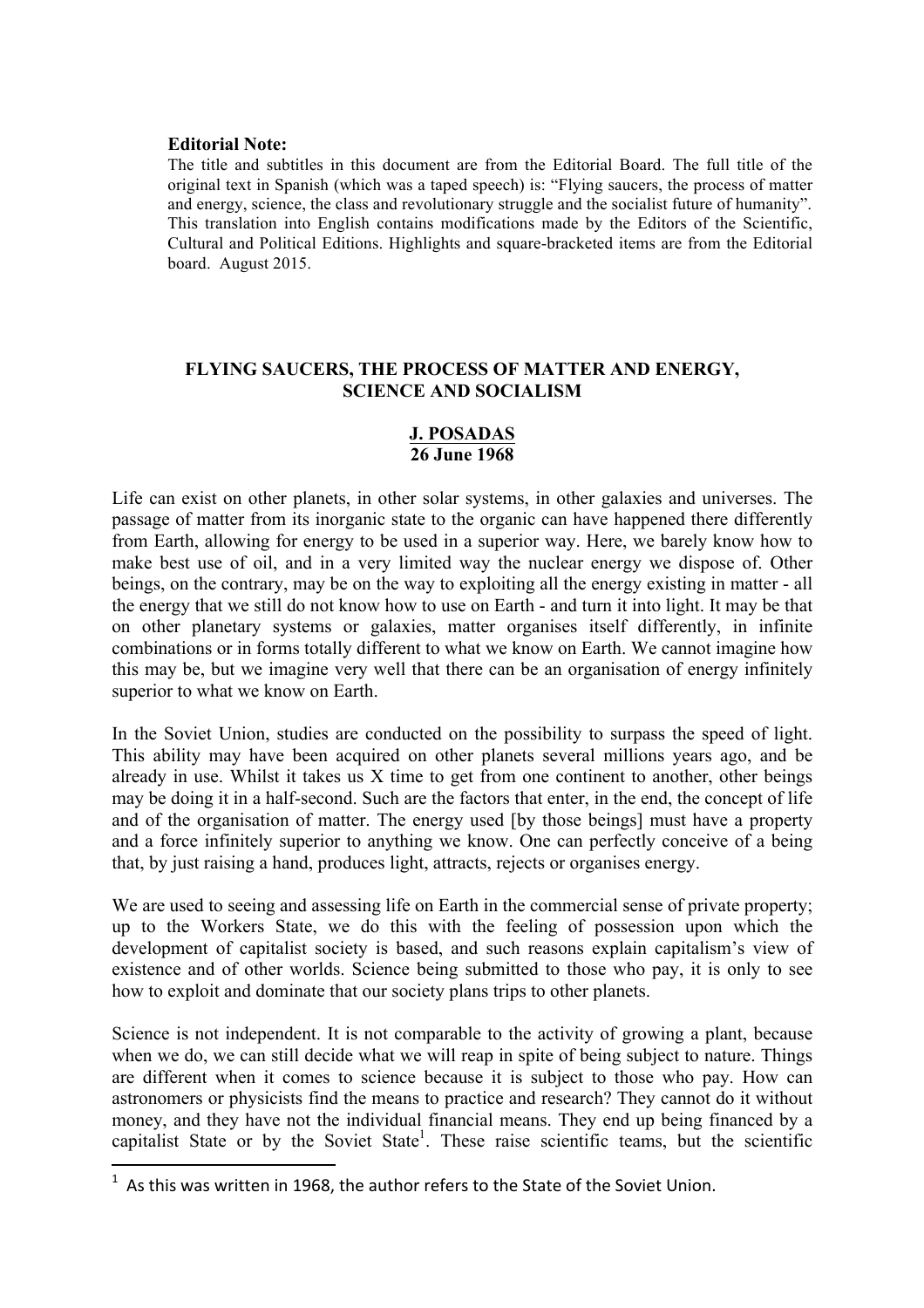**Editorial Note:**

The title and subtitles in this document are from the Editorial Board. The full title of the original text in Spanish (which was a taped speech) is: "Flying saucers, the process of matter and energy, science, the class and revolutionary struggle and the socialist future of humanity". This translation into English contains modifications made by the Editors of the Scientific, Cultural and Political Editions. Highlights and square-bracketed items are from the Editorial board. August 2015.

# FLYING SAUCERS, THE PROCESS OF MATTER AND ENERGY, SCIENCE AND SOCIALISM

**J. POSADAS**
**26 June 1968**

Life can exist on other planets, in other solar systems, in other galaxies and universes. The passage of matter from its inorganic state to the organic can have happened there differently from Earth, allowing for energy to be used in a superior way. Here, we barely know how to make best use of oil, and in a very limited way the nuclear energy we dispose of. Other beings, on the contrary, may be on the way to exploiting all the energy existing in matter - all the energy that we still do not know how to use on Earth - and turn it into light. It may be that on other planetary systems or galaxies, matter organises itself differently, in infinite combinations or in forms totally different to what we know on Earth. We cannot imagine how this may be, but we imagine very well that there can be an organisation of energy infinitely superior to what we know on Earth.

In the Soviet Union, studies are conducted on the possibility to surpass the speed of light. This ability may have been acquired on other planets several millions years ago, and be already in use. Whilst it takes us X time to get from one continent to another, other beings may be doing it in a half-second. Such are the factors that enter, in the end, the concept of life and of the organisation of matter. The energy used [by those beings] must have a property and a force infinitely superior to anything we know. One can perfectly conceive of a being that, by just raising a hand, produces light, attracts, rejects or organises energy.

We are used to seeing and assessing life on Earth in the commercial sense of private property; up to the Workers State, we do this with the feeling of possession upon which the development of capitalist society is based, and such reasons explain capitalism's view of existence and of other worlds. Science being submitted to those who pay, it is only to see how to exploit and dominate that our society plans trips to other planets.

Science is not independent. It is not comparable to the activity of growing a plant, because when we do, we can still decide what we will reap in spite of being subject to nature. Things are different when it comes to science because it is subject to those who pay. How can astronomers or physicists find the means to practice and research? They cannot do it without money, and they have not the individual financial means. They end up being financed by a capitalist State or by the Soviet State[1]. These raise scientific teams, but the scientific

[1] As this was written in 1968, the author refers to the State of the Soviet Union.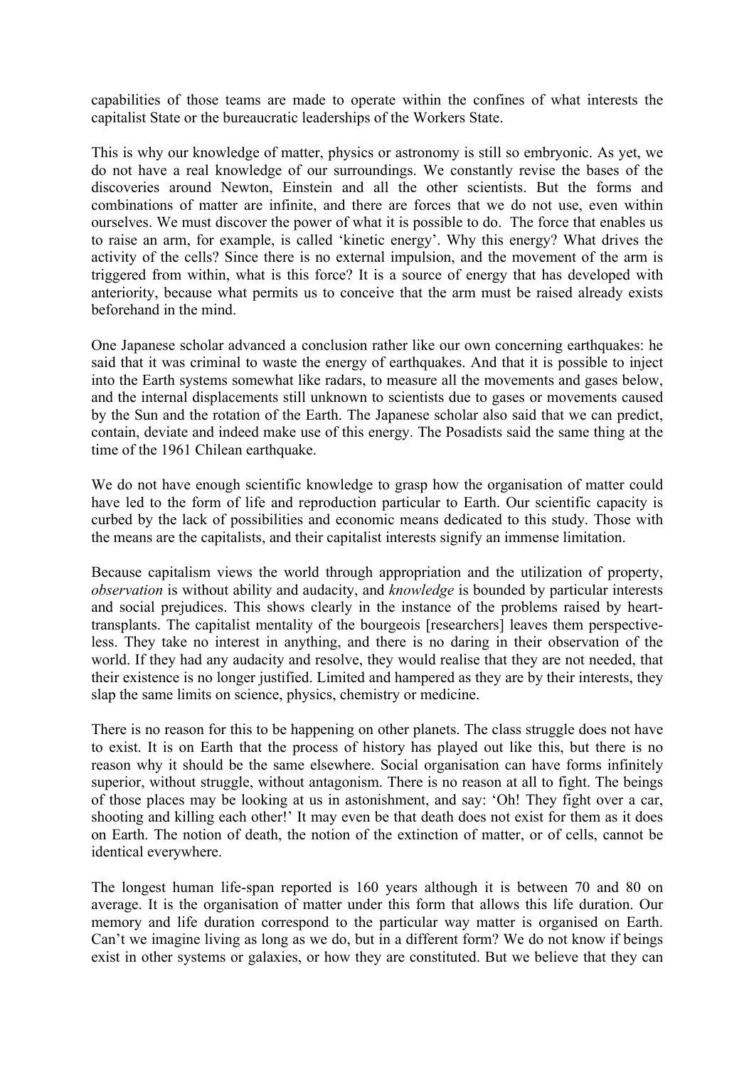capabilities of those teams are made to operate within the confines of what interests the capitalist State or the bureaucratic leaderships of the Workers State.

This is why our knowledge of matter, physics or astronomy is still so embryonic. As yet, we do not have a real knowledge of our surroundings. We constantly revise the bases of the discoveries around Newton, Einstein and all the other scientists. But the forms and combinations of matter are infinite, and there are forces that we do not use, even within ourselves. We must discover the power of what it is possible to do. The force that enables us to raise an arm, for example, is called 'kinetic energy'. Why this energy? What drives the activity of the cells? Since there is no external impulsion, and the movement of the arm is triggered from within, what is this force? It is a source of energy that has developed with anteriority, because what permits us to conceive that the arm must be raised already exists beforehand in the mind.

One Japanese scholar advanced a conclusion rather like our own concerning earthquakes: he said that it was criminal to waste the energy of earthquakes. And that it is possible to inject into the Earth systems somewhat like radars, to measure all the movements and gases below, and the internal displacements still unknown to scientists due to gases or movements caused by the Sun and the rotation of the Earth. The Japanese scholar also said that we can predict, contain, deviate and indeed make use of this energy. The Posadists said the same thing at the time of the 1961 Chilean earthquake.

We do not have enough scientific knowledge to grasp how the organisation of matter could have led to the form of life and reproduction particular to Earth. Our scientific capacity is curbed by the lack of possibilities and economic means dedicated to this study. Those with the means are the capitalists, and their capitalist interests signify an immense limitation.

Because capitalism views the world through appropriation and the utilization of property, *observation* is without ability and audacity, and *knowledge* is bounded by particular interests and social prejudices. This shows clearly in the instance of the problems raised by heart-transplants. The capitalist mentality of the bourgeois [researchers] leaves them perspective-less. They take no interest in anything, and there is no daring in their observation of the world. If they had any audacity and resolve, they would realise that they are not needed, that their existence is no longer justified. Limited and hampered as they are by their interests, they slap the same limits on science, physics, chemistry or medicine.

There is no reason for this to be happening on other planets. The class struggle does not have to exist. It is on Earth that the process of history has played out like this, but there is no reason why it should be the same elsewhere. Social organisation can have forms infinitely superior, without struggle, without antagonism. There is no reason at all to fight. The beings of those places may be looking at us in astonishment, and say: 'Oh! They fight over a car, shooting and killing each other!' It may even be that death does not exist for them as it does on Earth. The notion of death, the notion of the extinction of matter, or of cells, cannot be identical everywhere.

The longest human life-span reported is 160 years although it is between 70 and 80 on average. It is the organisation of matter under this form that allows this life duration. Our memory and life duration correspond to the particular way matter is organised on Earth. Can't we imagine living as long as we do, but in a different form? We do not know if beings exist in other systems or galaxies, or how they are constituted. But we believe that they can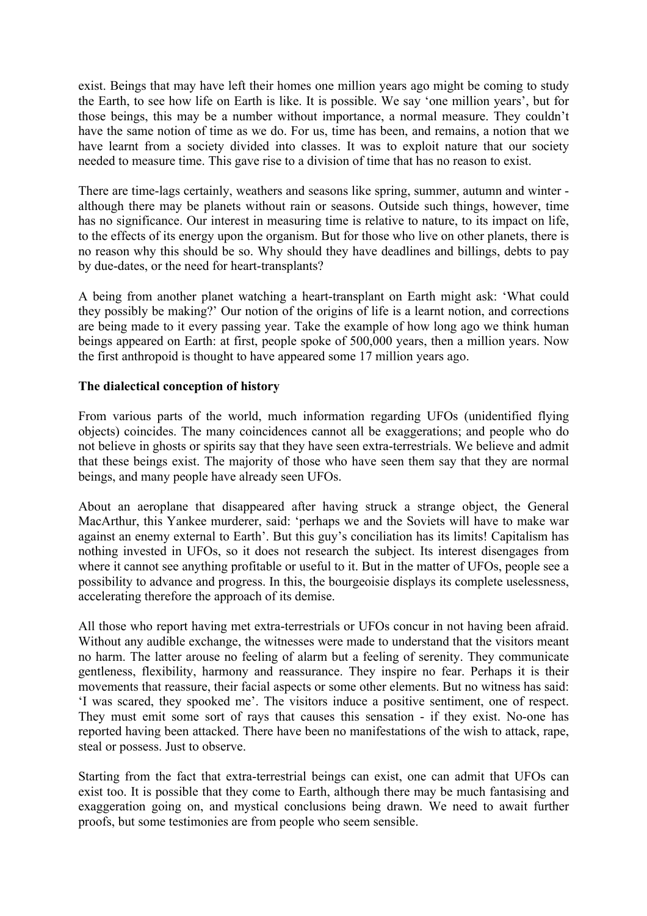exist. Beings that may have left their homes one million years ago might be coming to study the Earth, to see how life on Earth is like. It is possible. We say 'one million years', but for those beings, this may be a number without importance, a normal measure. They couldn't have the same notion of time as we do. For us, time has been, and remains, a notion that we have learnt from a society divided into classes. It was to exploit nature that our society needed to measure time. This gave rise to a division of time that has no reason to exist.

There are time-lags certainly, weathers and seasons like spring, summer, autumn and winter - although there may be planets without rain or seasons. Outside such things, however, time has no significance. Our interest in measuring time is relative to nature, to its impact on life, to the effects of its energy upon the organism. But for those who live on other planets, there is no reason why this should be so. Why should they have deadlines and billings, debts to pay by due-dates, or the need for heart-transplants?

A being from another planet watching a heart-transplant on Earth might ask: 'What could they possibly be making?' Our notion of the origins of life is a learnt notion, and corrections are being made to it every passing year. Take the example of how long ago we think human beings appeared on Earth: at first, people spoke of 500,000 years, then a million years. Now the first anthropoid is thought to have appeared some 17 million years ago.

**The dialectical conception of history**

From various parts of the world, much information regarding UFOs (unidentified flying objects) coincides. The many coincidences cannot all be exaggerations; and people who do not believe in ghosts or spirits say that they have seen extra-terrestrials. We believe and admit that these beings exist. The majority of those who have seen them say that they are normal beings, and many people have already seen UFOs.

About an aeroplane that disappeared after having struck a strange object, the General MacArthur, this Yankee murderer, said: 'perhaps we and the Soviets will have to make war against an enemy external to Earth'. But this guy's conciliation has its limits! Capitalism has nothing invested in UFOs, so it does not research the subject. Its interest disengages from where it cannot see anything profitable or useful to it. But in the matter of UFOs, people see a possibility to advance and progress. In this, the bourgeoisie displays its complete uselessness, accelerating therefore the approach of its demise.

All those who report having met extra-terrestrials or UFOs concur in not having been afraid. Without any audible exchange, the witnesses were made to understand that the visitors meant no harm. The latter arouse no feeling of alarm but a feeling of serenity. They communicate gentleness, flexibility, harmony and reassurance. They inspire no fear. Perhaps it is their movements that reassure, their facial aspects or some other elements. But no witness has said: 'I was scared, they spooked me'. The visitors induce a positive sentiment, one of respect. They must emit some sort of rays that causes this sensation - if they exist. No-one has reported having been attacked. There have been no manifestations of the wish to attack, rape, steal or possess. Just to observe.

Starting from the fact that extra-terrestrial beings can exist, one can admit that UFOs can exist too. It is possible that they come to Earth, although there may be much fantasising and exaggeration going on, and mystical conclusions being drawn. We need to await further proofs, but some testimonies are from people who seem sensible.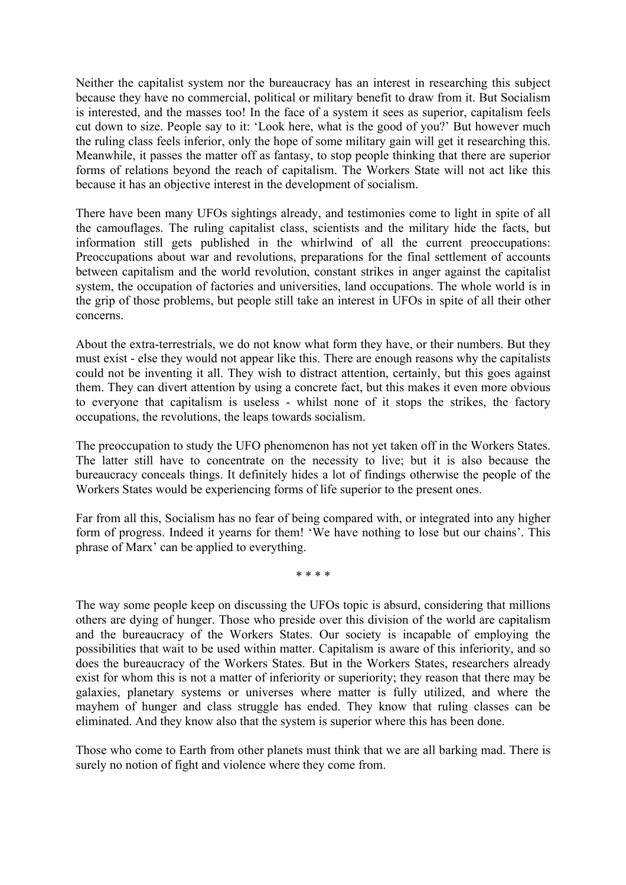Neither the capitalist system nor the bureaucracy has an interest in researching this subject because they have no commercial, political or military benefit to draw from it. But Socialism is interested, and the masses too! In the face of a system it sees as superior, capitalism feels cut down to size. People say to it: 'Look here, what is the good of you?' But however much the ruling class feels inferior, only the hope of some military gain will get it researching this. Meanwhile, it passes the matter off as fantasy, to stop people thinking that there are superior forms of relations beyond the reach of capitalism. The Workers State will not act like this because it has an objective interest in the development of socialism.

There have been many UFOs sightings already, and testimonies come to light in spite of all the camouflages. The ruling capitalist class, scientists and the military hide the facts, but information still gets published in the whirlwind of all the current preoccupations: Preoccupations about war and revolutions, preparations for the final settlement of accounts between capitalism and the world revolution, constant strikes in anger against the capitalist system, the occupation of factories and universities, land occupations. The whole world is in the grip of those problems, but people still take an interest in UFOs in spite of all their other concerns.

About the extra-terrestrials, we do not know what form they have, or their numbers. But they must exist - else they would not appear like this. There are enough reasons why the capitalists could not be inventing it all. They wish to distract attention, certainly, but this goes against them. They can divert attention by using a concrete fact, but this makes it even more obvious to everyone that capitalism is useless - whilst none of it stops the strikes, the factory occupations, the revolutions, the leaps towards socialism.

The preoccupation to study the UFO phenomenon has not yet taken off in the Workers States. The latter still have to concentrate on the necessity to live; but it is also because the bureaucracy conceals things. It definitely hides a lot of findings otherwise the people of the Workers States would be experiencing forms of life superior to the present ones.

Far from all this, Socialism has no fear of being compared with, or integrated into any higher form of progress. Indeed it yearns for them! 'We have nothing to lose but our chains'. This phrase of Marx' can be applied to everything.

* * * *

The way some people keep on discussing the UFOs topic is absurd, considering that millions others are dying of hunger. Those who preside over this division of the world are capitalism and the bureaucracy of the Workers States. Our society is incapable of employing the possibilities that wait to be used within matter. Capitalism is aware of this inferiority, and so does the bureaucracy of the Workers States. But in the Workers States, researchers already exist for whom this is not a matter of inferiority or superiority; they reason that there may be galaxies, planetary systems or universes where matter is fully utilized, and where the mayhem of hunger and class struggle has ended. They know that ruling classes can be eliminated. And they know also that the system is superior where this has been done.

Those who come to Earth from other planets must think that we are all barking mad. There is surely no notion of fight and violence where they come from.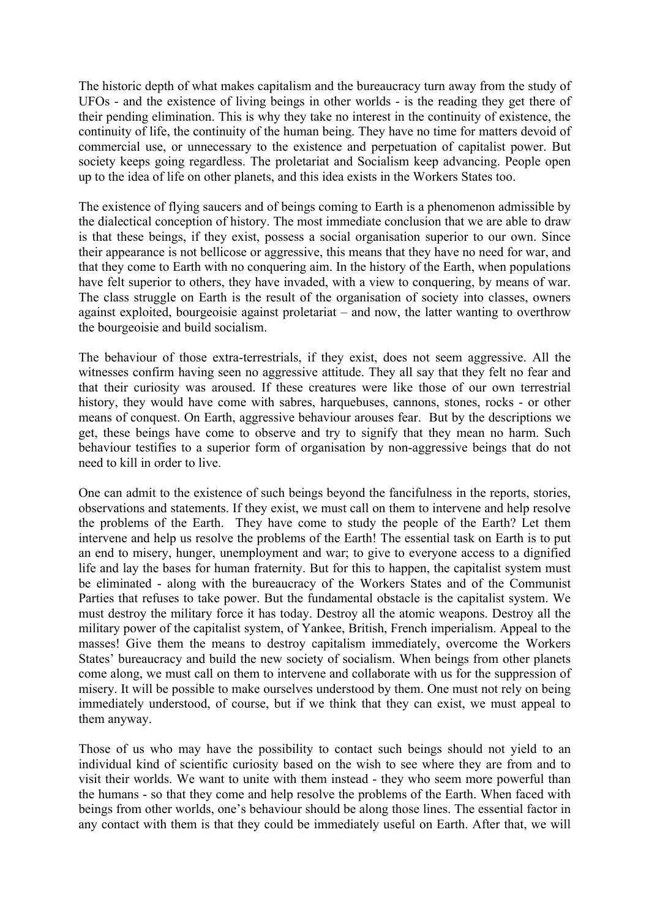The historic depth of what makes capitalism and the bureaucracy turn away from the study of UFOs - and the existence of living beings in other worlds - is the reading they get there of their pending elimination. This is why they take no interest in the continuity of existence, the continuity of life, the continuity of the human being. They have no time for matters devoid of commercial use, or unnecessary to the existence and perpetuation of capitalist power. But society keeps going regardless. The proletariat and Socialism keep advancing. People open up to the idea of life on other planets, and this idea exists in the Workers States too.

The existence of flying saucers and of beings coming to Earth is a phenomenon admissible by the dialectical conception of history. The most immediate conclusion that we are able to draw is that these beings, if they exist, possess a social organisation superior to our own. Since their appearance is not bellicose or aggressive, this means that they have no need for war, and that they come to Earth with no conquering aim. In the history of the Earth, when populations have felt superior to others, they have invaded, with a view to conquering, by means of war. The class struggle on Earth is the result of the organisation of society into classes, owners against exploited, bourgeoisie against proletariat – and now, the latter wanting to overthrow the bourgeoisie and build socialism.

The behaviour of those extra-terrestrials, if they exist, does not seem aggressive. All the witnesses confirm having seen no aggressive attitude. They all say that they felt no fear and that their curiosity was aroused. If these creatures were like those of our own terrestrial history, they would have come with sabres, harquebuses, cannons, stones, rocks - or other means of conquest. On Earth, aggressive behaviour arouses fear. But by the descriptions we get, these beings have come to observe and try to signify that they mean no harm. Such behaviour testifies to a superior form of organisation by non-aggressive beings that do not need to kill in order to live.

One can admit to the existence of such beings beyond the fancifulness in the reports, stories, observations and statements. If they exist, we must call on them to intervene and help resolve the problems of the Earth. They have come to study the people of the Earth? Let them intervene and help us resolve the problems of the Earth! The essential task on Earth is to put an end to misery, hunger, unemployment and war; to give to everyone access to a dignified life and lay the bases for human fraternity. But for this to happen, the capitalist system must be eliminated - along with the bureaucracy of the Workers States and of the Communist Parties that refuses to take power. But the fundamental obstacle is the capitalist system. We must destroy the military force it has today. Destroy all the atomic weapons. Destroy all the military power of the capitalist system, of Yankee, British, French imperialism. Appeal to the masses! Give them the means to destroy capitalism immediately, overcome the Workers States' bureaucracy and build the new society of socialism. When beings from other planets come along, we must call on them to intervene and collaborate with us for the suppression of misery. It will be possible to make ourselves understood by them. One must not rely on being immediately understood, of course, but if we think that they can exist, we must appeal to them anyway.

Those of us who may have the possibility to contact such beings should not yield to an individual kind of scientific curiosity based on the wish to see where they are from and to visit their worlds. We want to unite with them instead - they who seem more powerful than the humans - so that they come and help resolve the problems of the Earth. When faced with beings from other worlds, one's behaviour should be along those lines. The essential factor in any contact with them is that they could be immediately useful on Earth. After that, we will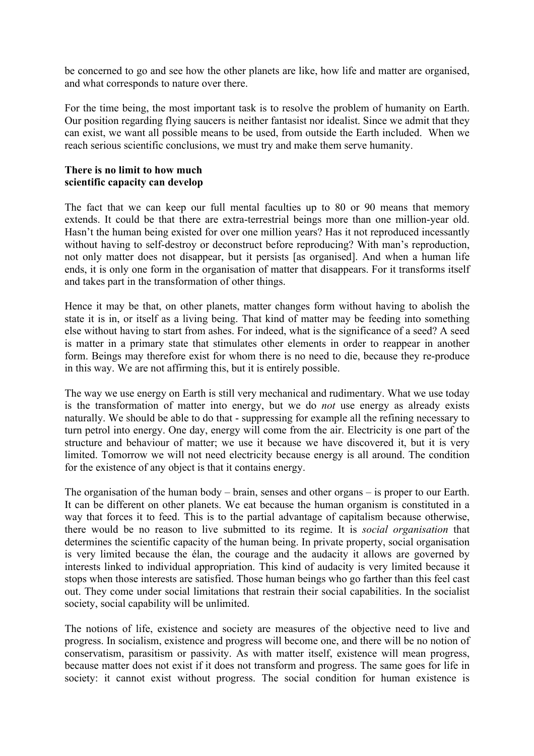be concerned to go and see how the other planets are like, how life and matter are organised, and what corresponds to nature over there.

For the time being, the most important task is to resolve the problem of humanity on Earth. Our position regarding flying saucers is neither fantasist nor idealist. Since we admit that they can exist, we want all possible means to be used, from outside the Earth included. When we reach serious scientific conclusions, we must try and make them serve humanity.

**There is no limit to how much scientific capacity can develop**

The fact that we can keep our full mental faculties up to 80 or 90 means that memory extends. It could be that there are extra-terrestrial beings more than one million-year old. Hasn't the human being existed for over one million years? Has it not reproduced incessantly without having to self-destroy or deconstruct before reproducing? With man's reproduction, not only matter does not disappear, but it persists [as organised]. And when a human life ends, it is only one form in the organisation of matter that disappears. For it transforms itself and takes part in the transformation of other things.

Hence it may be that, on other planets, matter changes form without having to abolish the state it is in, or itself as a living being. That kind of matter may be feeding into something else without having to start from ashes. For indeed, what is the significance of a seed? A seed is matter in a primary state that stimulates other elements in order to reappear in another form. Beings may therefore exist for whom there is no need to die, because they re-produce in this way. We are not affirming this, but it is entirely possible.

The way we use energy on Earth is still very mechanical and rudimentary. What we use today is the transformation of matter into energy, but we do *not* use energy as already exists naturally. We should be able to do that - suppressing for example all the refining necessary to turn petrol into energy. One day, energy will come from the air. Electricity is one part of the structure and behaviour of matter; we use it because we have discovered it, but it is very limited. Tomorrow we will not need electricity because energy is all around. The condition for the existence of any object is that it contains energy.

The organisation of the human body – brain, senses and other organs – is proper to our Earth. It can be different on other planets. We eat because the human organism is constituted in a way that forces it to feed. This is to the partial advantage of capitalism because otherwise, there would be no reason to live submitted to its regime. It is *social organisation* that determines the scientific capacity of the human being. In private property, social organisation is very limited because the élan, the courage and the audacity it allows are governed by interests linked to individual appropriation. This kind of audacity is very limited because it stops when those interests are satisfied. Those human beings who go farther than this feel cast out. They come under social limitations that restrain their social capabilities. In the socialist society, social capability will be unlimited.

The notions of life, existence and society are measures of the objective need to live and progress. In socialism, existence and progress will become one, and there will be no notion of conservatism, parasitism or passivity. As with matter itself, existence will mean progress, because matter does not exist if it does not transform and progress. The same goes for life in society: it cannot exist without progress. The social condition for human existence is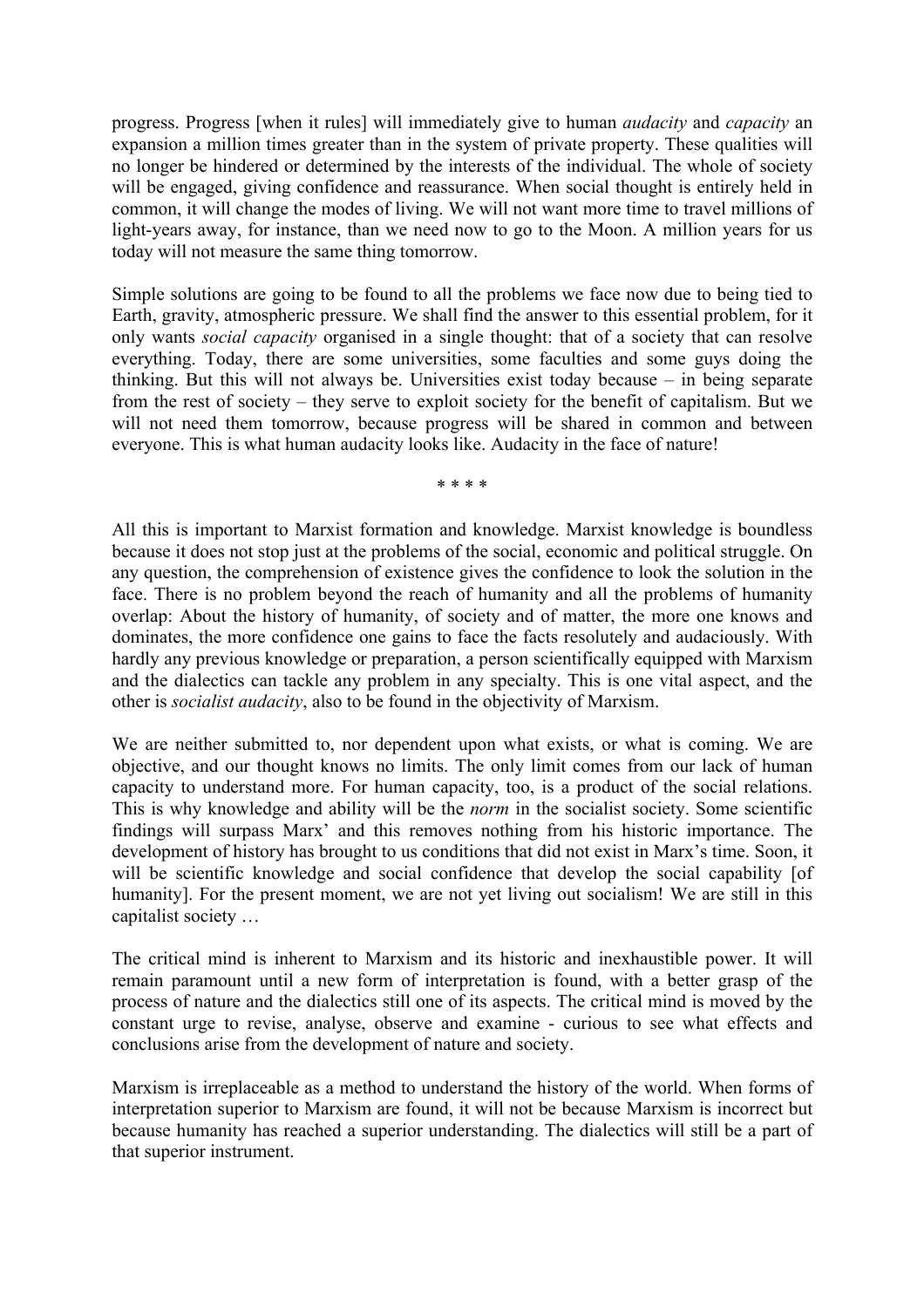progress. Progress [when it rules] will immediately give to human *audacity* and *capacity* an expansion a million times greater than in the system of private property. These qualities will no longer be hindered or determined by the interests of the individual. The whole of society will be engaged, giving confidence and reassurance. When social thought is entirely held in common, it will change the modes of living. We will not want more time to travel millions of light-years away, for instance, than we need now to go to the Moon. A million years for us today will not measure the same thing tomorrow.

Simple solutions are going to be found to all the problems we face now due to being tied to Earth, gravity, atmospheric pressure. We shall find the answer to this essential problem, for it only wants *social capacity* organised in a single thought: that of a society that can resolve everything. Today, there are some universities, some faculties and some guys doing the thinking. But this will not always be. Universities exist today because – in being separate from the rest of society – they serve to exploit society for the benefit of capitalism. But we will not need them tomorrow, because progress will be shared in common and between everyone. This is what human audacity looks like. Audacity in the face of nature!

\* \* \* \*

All this is important to Marxist formation and knowledge. Marxist knowledge is boundless because it does not stop just at the problems of the social, economic and political struggle. On any question, the comprehension of existence gives the confidence to look the solution in the face. There is no problem beyond the reach of humanity and all the problems of humanity overlap: About the history of humanity, of society and of matter, the more one knows and dominates, the more confidence one gains to face the facts resolutely and audaciously. With hardly any previous knowledge or preparation, a person scientifically equipped with Marxism and the dialectics can tackle any problem in any specialty. This is one vital aspect, and the other is *socialist audacity*, also to be found in the objectivity of Marxism.

We are neither submitted to, nor dependent upon what exists, or what is coming. We are objective, and our thought knows no limits. The only limit comes from our lack of human capacity to understand more. For human capacity, too, is a product of the social relations. This is why knowledge and ability will be the *norm* in the socialist society. Some scientific findings will surpass Marx' and this removes nothing from his historic importance. The development of history has brought to us conditions that did not exist in Marx's time. Soon, it will be scientific knowledge and social confidence that develop the social capability [of humanity]. For the present moment, we are not yet living out socialism! We are still in this capitalist society …

The critical mind is inherent to Marxism and its historic and inexhaustible power. It will remain paramount until a new form of interpretation is found, with a better grasp of the process of nature and the dialectics still one of its aspects. The critical mind is moved by the constant urge to revise, analyse, observe and examine - curious to see what effects and conclusions arise from the development of nature and society.

Marxism is irreplaceable as a method to understand the history of the world. When forms of interpretation superior to Marxism are found, it will not be because Marxism is incorrect but because humanity has reached a superior understanding. The dialectics will still be a part of that superior instrument.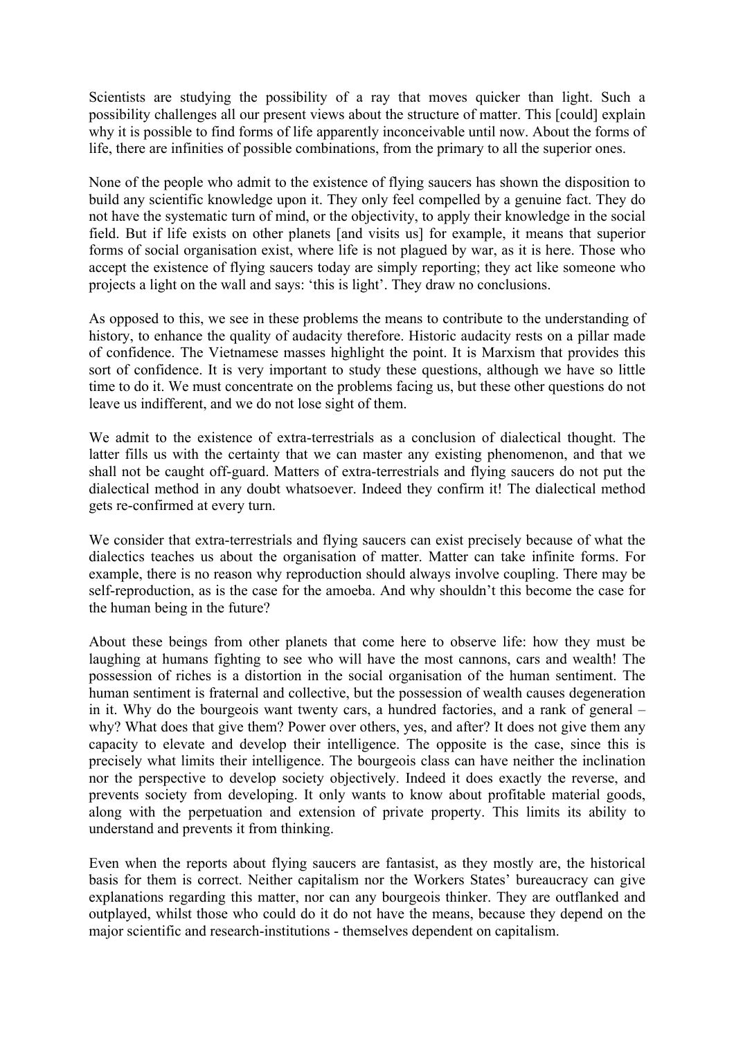Scientists are studying the possibility of a ray that moves quicker than light. Such a possibility challenges all our present views about the structure of matter. This [could] explain why it is possible to find forms of life apparently inconceivable until now. About the forms of life, there are infinities of possible combinations, from the primary to all the superior ones.

None of the people who admit to the existence of flying saucers has shown the disposition to build any scientific knowledge upon it. They only feel compelled by a genuine fact. They do not have the systematic turn of mind, or the objectivity, to apply their knowledge in the social field. But if life exists on other planets [and visits us] for example, it means that superior forms of social organisation exist, where life is not plagued by war, as it is here. Those who accept the existence of flying saucers today are simply reporting; they act like someone who projects a light on the wall and says: 'this is light'. They draw no conclusions.

As opposed to this, we see in these problems the means to contribute to the understanding of history, to enhance the quality of audacity therefore. Historic audacity rests on a pillar made of confidence. The Vietnamese masses highlight the point. It is Marxism that provides this sort of confidence. It is very important to study these questions, although we have so little time to do it. We must concentrate on the problems facing us, but these other questions do not leave us indifferent, and we do not lose sight of them.

We admit to the existence of extra-terrestrials as a conclusion of dialectical thought. The latter fills us with the certainty that we can master any existing phenomenon, and that we shall not be caught off-guard. Matters of extra-terrestrials and flying saucers do not put the dialectical method in any doubt whatsoever. Indeed they confirm it! The dialectical method gets re-confirmed at every turn.

We consider that extra-terrestrials and flying saucers can exist precisely because of what the dialectics teaches us about the organisation of matter. Matter can take infinite forms. For example, there is no reason why reproduction should always involve coupling. There may be self-reproduction, as is the case for the amoeba. And why shouldn't this become the case for the human being in the future?

About these beings from other planets that come here to observe life: how they must be laughing at humans fighting to see who will have the most cannons, cars and wealth! The possession of riches is a distortion in the social organisation of the human sentiment. The human sentiment is fraternal and collective, but the possession of wealth causes degeneration in it. Why do the bourgeois want twenty cars, a hundred factories, and a rank of general – why? What does that give them? Power over others, yes, and after? It does not give them any capacity to elevate and develop their intelligence. The opposite is the case, since this is precisely what limits their intelligence. The bourgeois class can have neither the inclination nor the perspective to develop society objectively. Indeed it does exactly the reverse, and prevents society from developing. It only wants to know about profitable material goods, along with the perpetuation and extension of private property. This limits its ability to understand and prevents it from thinking.

Even when the reports about flying saucers are fantasist, as they mostly are, the historical basis for them is correct. Neither capitalism nor the Workers States' bureaucracy can give explanations regarding this matter, nor can any bourgeois thinker. They are outflanked and outplayed, whilst those who could do it do not have the means, because they depend on the major scientific and research-institutions - themselves dependent on capitalism.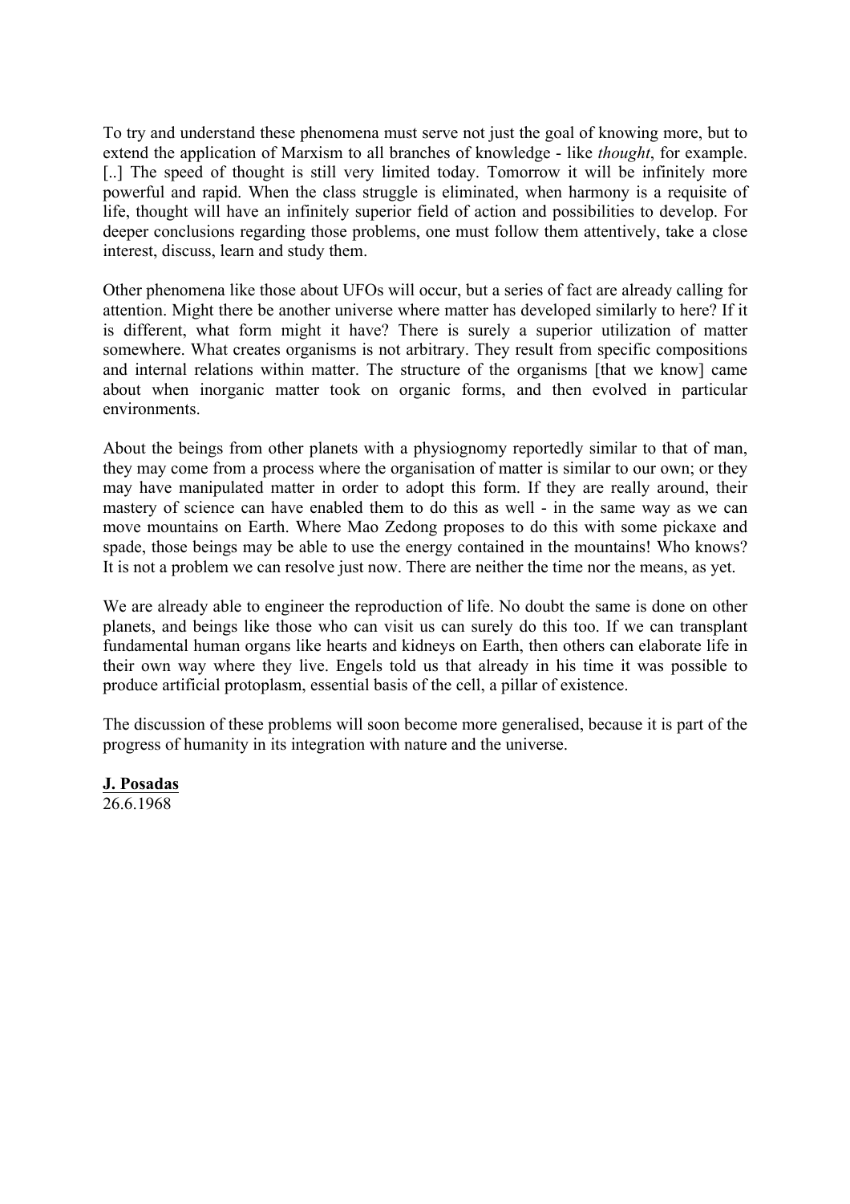To try and understand these phenomena must serve not just the goal of knowing more, but to extend the application of Marxism to all branches of knowledge - like *thought*, for example. [..] The speed of thought is still very limited today. Tomorrow it will be infinitely more powerful and rapid. When the class struggle is eliminated, when harmony is a requisite of life, thought will have an infinitely superior field of action and possibilities to develop. For deeper conclusions regarding those problems, one must follow them attentively, take a close interest, discuss, learn and study them.

Other phenomena like those about UFOs will occur, but a series of fact are already calling for attention. Might there be another universe where matter has developed similarly to here? If it is different, what form might it have? There is surely a superior utilization of matter somewhere. What creates organisms is not arbitrary. They result from specific compositions and internal relations within matter. The structure of the organisms [that we know] came about when inorganic matter took on organic forms, and then evolved in particular environments.

About the beings from other planets with a physiognomy reportedly similar to that of man, they may come from a process where the organisation of matter is similar to our own; or they may have manipulated matter in order to adopt this form. If they are really around, their mastery of science can have enabled them to do this as well - in the same way as we can move mountains on Earth. Where Mao Zedong proposes to do this with some pickaxe and spade, those beings may be able to use the energy contained in the mountains! Who knows? It is not a problem we can resolve just now. There are neither the time nor the means, as yet.

We are already able to engineer the reproduction of life. No doubt the same is done on other planets, and beings like those who can visit us can surely do this too. If we can transplant fundamental human organs like hearts and kidneys on Earth, then others can elaborate life in their own way where they live. Engels told us that already in his time it was possible to produce artificial protoplasm, essential basis of the cell, a pillar of existence.

The discussion of these problems will soon become more generalised, because it is part of the progress of humanity in its integration with nature and the universe.

**J. Posadas**
26.6.1968